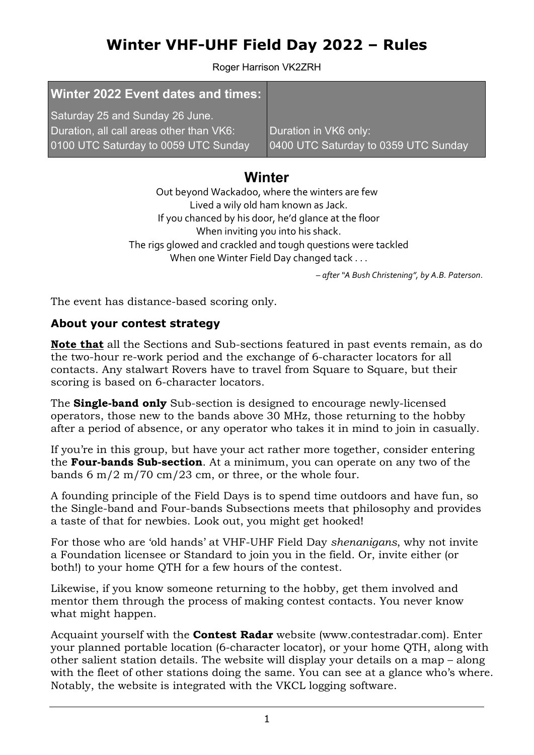# Winter VHF-UHF Field Day 2022 – Rules

Roger Harrison VK2ZRH

| Winter 2022 Event dates and times: | |
|---|---|
| Saturday 25 and Sunday 26 June. | |
| Duration, all call areas other than VK6: | Duration in VK6 only: |
| 0100 UTC Saturday to 0059 UTC Sunday | 0400 UTC Saturday to 0359 UTC Sunday |

## Winter

Out beyond Wackadoo, where the winters are few
Lived a wily old ham known as Jack.
If you chanced by his door, he'd glance at the floor
When inviting you into his shack.
The rigs glowed and crackled and tough questions were tackled
When one Winter Field Day changed tack . . .

*– after "A Bush Christening", by A.B. Paterson.*

The event has distance-based scoring only.

### About your contest strategy

**Note that** all the Sections and Sub-sections featured in past events remain, as do the two-hour re-work period and the exchange of 6-character locators for all contacts. Any stalwart Rovers have to travel from Square to Square, but their scoring is based on 6-character locators.

The **Single-band only** Sub-section is designed to encourage newly-licensed operators, those new to the bands above 30 MHz, those returning to the hobby after a period of absence, or any operator who takes it in mind to join in casually.

If you're in this group, but have your act rather more together, consider entering the **Four-bands Sub-section**. At a minimum, you can operate on any two of the bands 6 m/2 m/70 cm/23 cm, or three, or the whole four.

A founding principle of the Field Days is to spend time outdoors and have fun, so the Single-band and Four-bands Subsections meets that philosophy and provides a taste of that for newbies. Look out, you might get hooked!

For those who are 'old hands' at VHF-UHF Field Day *shenanigans*, why not invite a Foundation licensee or Standard to join you in the field. Or, invite either (or both!) to your home QTH for a few hours of the contest.

Likewise, if you know someone returning to the hobby, get them involved and mentor them through the process of making contest contacts. You never know what might happen.

Acquaint yourself with the **Contest Radar** website (www.contestradar.com). Enter your planned portable location (6-character locator), or your home QTH, along with other salient station details. The website will display your details on a map – along with the fleet of other stations doing the same. You can see at a glance who's where. Notably, the website is integrated with the VKCL logging software.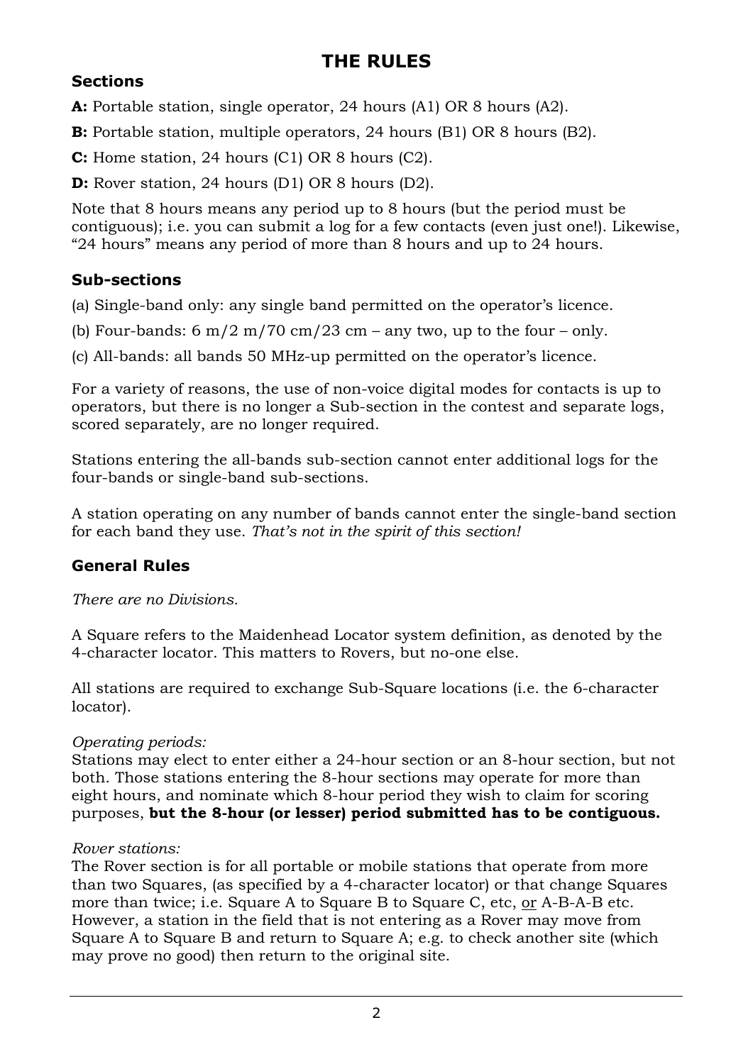# THE RULES

## Sections

**A:** Portable station, single operator, 24 hours (A1) OR 8 hours (A2).

**B:** Portable station, multiple operators, 24 hours (B1) OR 8 hours (B2).

**C:** Home station, 24 hours (C1) OR 8 hours (C2).

**D:** Rover station, 24 hours (D1) OR 8 hours (D2).

Note that 8 hours means any period up to 8 hours (but the period must be contiguous); i.e. you can submit a log for a few contacts (even just one!). Likewise, "24 hours" means any period of more than 8 hours and up to 24 hours.

## Sub-sections

(a) Single-band only: any single band permitted on the operator's licence.

(b) Four-bands: 6 m/2 m/70 cm/23 cm – any two, up to the four – only.

(c) All-bands: all bands 50 MHz-up permitted on the operator's licence.

For a variety of reasons, the use of non-voice digital modes for contacts is up to operators, but there is no longer a Sub-section in the contest and separate logs, scored separately, are no longer required.

Stations entering the all-bands sub-section cannot enter additional logs for the four-bands or single-band sub-sections.

A station operating on any number of bands cannot enter the single-band section for each band they use. *That's not in the spirit of this section!*

## General Rules

*There are no Divisions.*

A Square refers to the Maidenhead Locator system definition, as denoted by the 4-character locator. This matters to Rovers, but no-one else.

All stations are required to exchange Sub-Square locations (i.e. the 6-character locator).

*Operating periods:*
Stations may elect to enter either a 24-hour section or an 8-hour section, but not both. Those stations entering the 8-hour sections may operate for more than eight hours, and nominate which 8-hour period they wish to claim for scoring purposes, **but the 8-hour (or lesser) period submitted has to be contiguous.**

*Rover stations:*
The Rover section is for all portable or mobile stations that operate from more than two Squares, (as specified by a 4-character locator) or that change Squares more than twice; i.e. Square A to Square B to Square C, etc, or A-B-A-B etc. However, a station in the field that is not entering as a Rover may move from Square A to Square B and return to Square A; e.g. to check another site (which may prove no good) then return to the original site.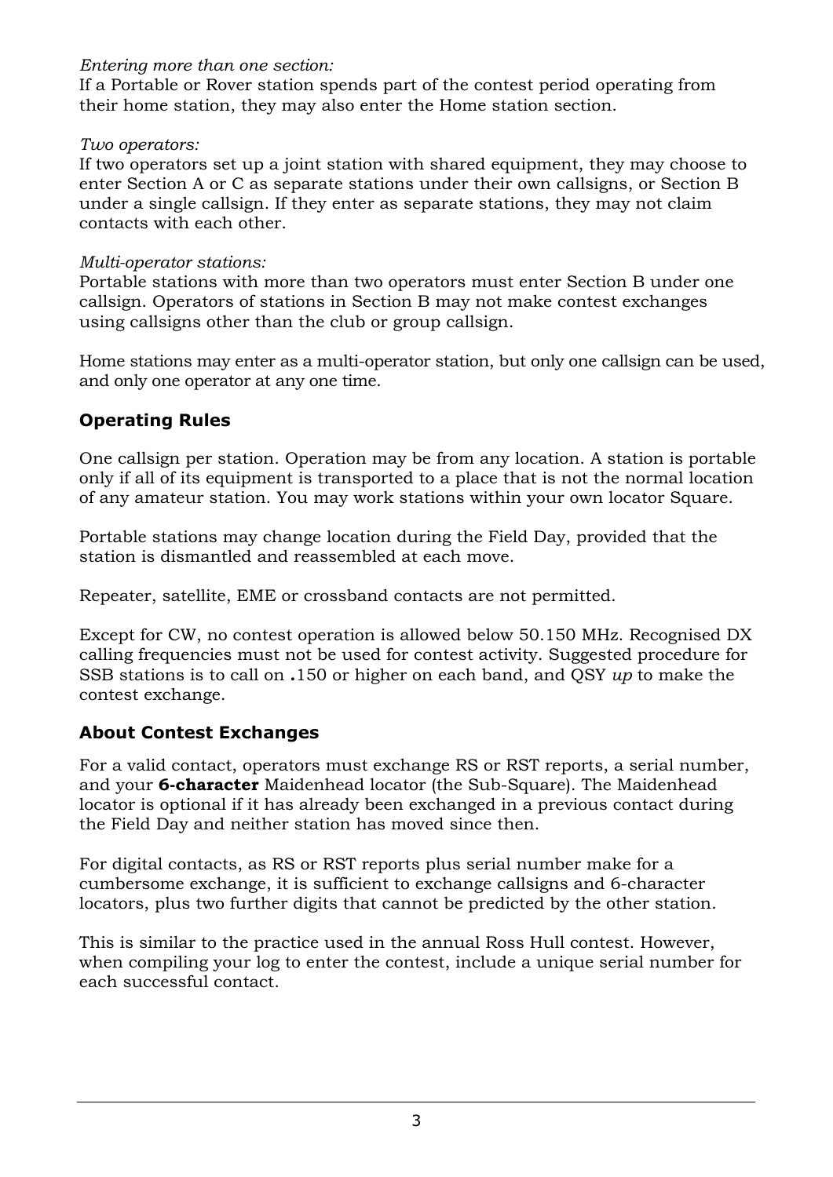*Entering more than one section:*
If a Portable or Rover station spends part of the contest period operating from their home station, they may also enter the Home station section.

*Two operators:*
If two operators set up a joint station with shared equipment, they may choose to enter Section A or C as separate stations under their own callsigns, or Section B under a single callsign. If they enter as separate stations, they may not claim contacts with each other.

*Multi-operator stations:*
Portable stations with more than two operators must enter Section B under one callsign. Operators of stations in Section B may not make contest exchanges using callsigns other than the club or group callsign.

Home stations may enter as a multi-operator station, but only one callsign can be used, and only one operator at any one time.

## Operating Rules

One callsign per station. Operation may be from any location. A station is portable only if all of its equipment is transported to a place that is not the normal location of any amateur station. You may work stations within your own locator Square.

Portable stations may change location during the Field Day, provided that the station is dismantled and reassembled at each move.

Repeater, satellite, EME or crossband contacts are not permitted.

Except for CW, no contest operation is allowed below 50.150 MHz. Recognised DX calling frequencies must not be used for contest activity. Suggested procedure for SSB stations is to call on **.**150 or higher on each band, and QSY *up* to make the contest exchange.

## About Contest Exchanges

For a valid contact, operators must exchange RS or RST reports, a serial number, and your **6-character** Maidenhead locator (the Sub-Square). The Maidenhead locator is optional if it has already been exchanged in a previous contact during the Field Day and neither station has moved since then.

For digital contacts, as RS or RST reports plus serial number make for a cumbersome exchange, it is sufficient to exchange callsigns and 6-character locators, plus two further digits that cannot be predicted by the other station.

This is similar to the practice used in the annual Ross Hull contest. However, when compiling your log to enter the contest, include a unique serial number for each successful contact.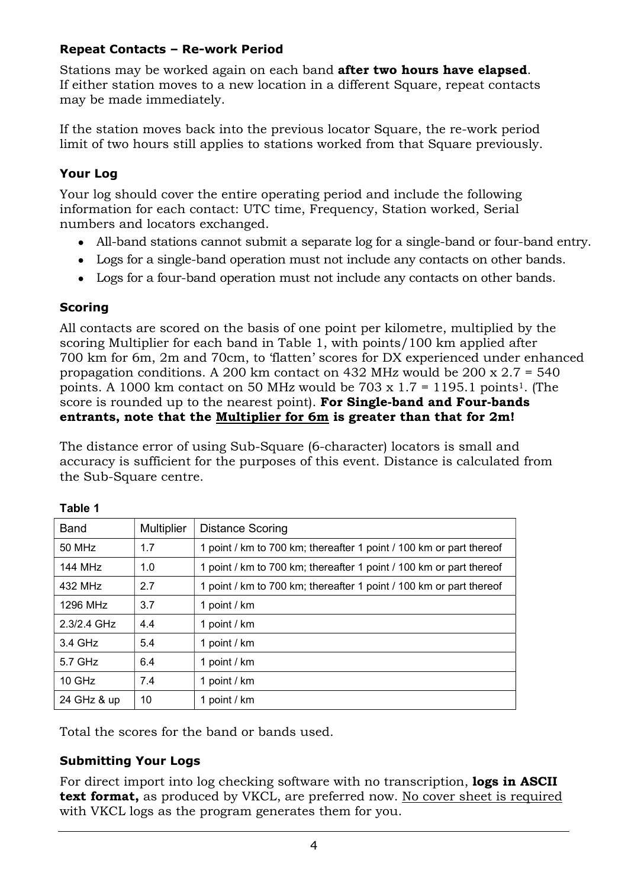### Repeat Contacts – Re-work Period

Stations may be worked again on each band **after two hours have elapsed**. If either station moves to a new location in a different Square, repeat contacts may be made immediately.

If the station moves back into the previous locator Square, the re-work period limit of two hours still applies to stations worked from that Square previously.

### Your Log

Your log should cover the entire operating period and include the following information for each contact: UTC time, Frequency, Station worked, Serial numbers and locators exchanged.

- All-band stations cannot submit a separate log for a single-band or four-band entry.
- Logs for a single-band operation must not include any contacts on other bands.
- Logs for a four-band operation must not include any contacts on other bands.

### Scoring

All contacts are scored on the basis of one point per kilometre, multiplied by the scoring Multiplier for each band in Table 1, with points/100 km applied after 700 km for 6m, 2m and 70cm, to 'flatten' scores for DX experienced under enhanced propagation conditions. A 200 km contact on 432 MHz would be 200 x 2.7 = 540 points. A 1000 km contact on 50 MHz would be 703 x 1.7 = 1195.1 points[1]. (The score is rounded up to the nearest point). **For Single-band and Four-bands entrants, note that the <u>Multiplier for 6m</u> is greater than that for 2m!**

The distance error of using Sub-Square (6-character) locators is small and accuracy is sufficient for the purposes of this event. Distance is calculated from the Sub-Square centre.

**Table 1**

| Band | Multiplier | Distance Scoring |
|---|---|---|
| 50 MHz | 1.7 | 1 point / km to 700 km; thereafter 1 point / 100 km or part thereof |
| 144 MHz | 1.0 | 1 point / km to 700 km; thereafter 1 point / 100 km or part thereof |
| 432 MHz | 2.7 | 1 point / km to 700 km; thereafter 1 point / 100 km or part thereof |
| 1296 MHz | 3.7 | 1 point / km |
| 2.3/2.4 GHz | 4.4 | 1 point / km |
| 3.4 GHz | 5.4 | 1 point / km |
| 5.7 GHz | 6.4 | 1 point / km |
| 10 GHz | 7.4 | 1 point / km |
| 24 GHz & up | 10 | 1 point / km |

Total the scores for the band or bands used.

### Submitting Your Logs

For direct import into log checking software with no transcription, **logs in ASCII text format,** as produced by VKCL, are preferred now. <u>No cover sheet is required</u> with VKCL logs as the program generates them for you.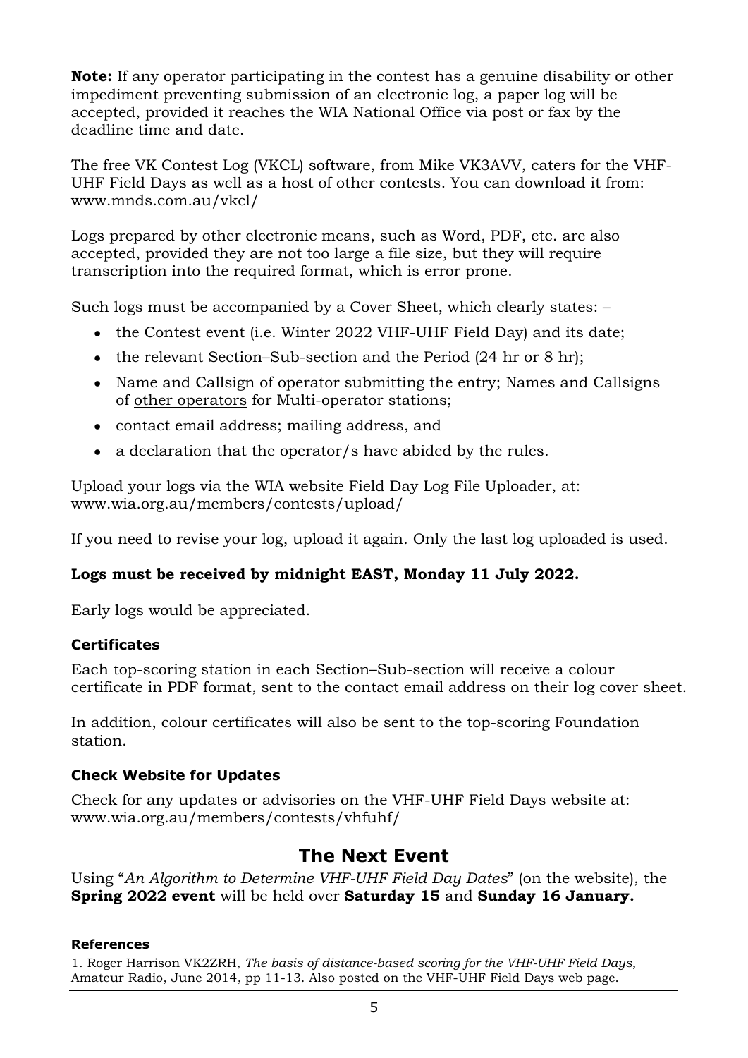**Note:** If any operator participating in the contest has a genuine disability or other impediment preventing submission of an electronic log, a paper log will be accepted, provided it reaches the WIA National Office via post or fax by the deadline time and date.

The free VK Contest Log (VKCL) software, from Mike VK3AVV, caters for the VHF-UHF Field Days as well as a host of other contests. You can download it from: www.mnds.com.au/vkcl/

Logs prepared by other electronic means, such as Word, PDF, etc. are also accepted, provided they are not too large a file size, but they will require transcription into the required format, which is error prone.

Such logs must be accompanied by a Cover Sheet, which clearly states: –

- the Contest event (i.e. Winter 2022 VHF-UHF Field Day) and its date;
- the relevant Section–Sub-section and the Period (24 hr or 8 hr);
- Name and Callsign of operator submitting the entry; Names and Callsigns of other operators for Multi-operator stations;
- contact email address; mailing address, and
- a declaration that the operator/s have abided by the rules.

Upload your logs via the WIA website Field Day Log File Uploader, at: www.wia.org.au/members/contests/upload/

If you need to revise your log, upload it again. Only the last log uploaded is used.

**Logs must be received by midnight EAST, Monday 11 July 2022.**

Early logs would be appreciated.

### Certificates

Each top-scoring station in each Section–Sub-section will receive a colour certificate in PDF format, sent to the contact email address on their log cover sheet.

In addition, colour certificates will also be sent to the top-scoring Foundation station.

### Check Website for Updates

Check for any updates or advisories on the VHF-UHF Field Days website at: www.wia.org.au/members/contests/vhfuhf/

## The Next Event

Using "*An Algorithm to Determine VHF-UHF Field Day Dates*" (on the website), the **Spring 2022 event** will be held over **Saturday 15** and **Sunday 16 January.**

#### References

1. Roger Harrison VK2ZRH, *The basis of distance-based scoring for the VHF-UHF Field Days*, Amateur Radio, June 2014, pp 11-13. Also posted on the VHF-UHF Field Days web page.